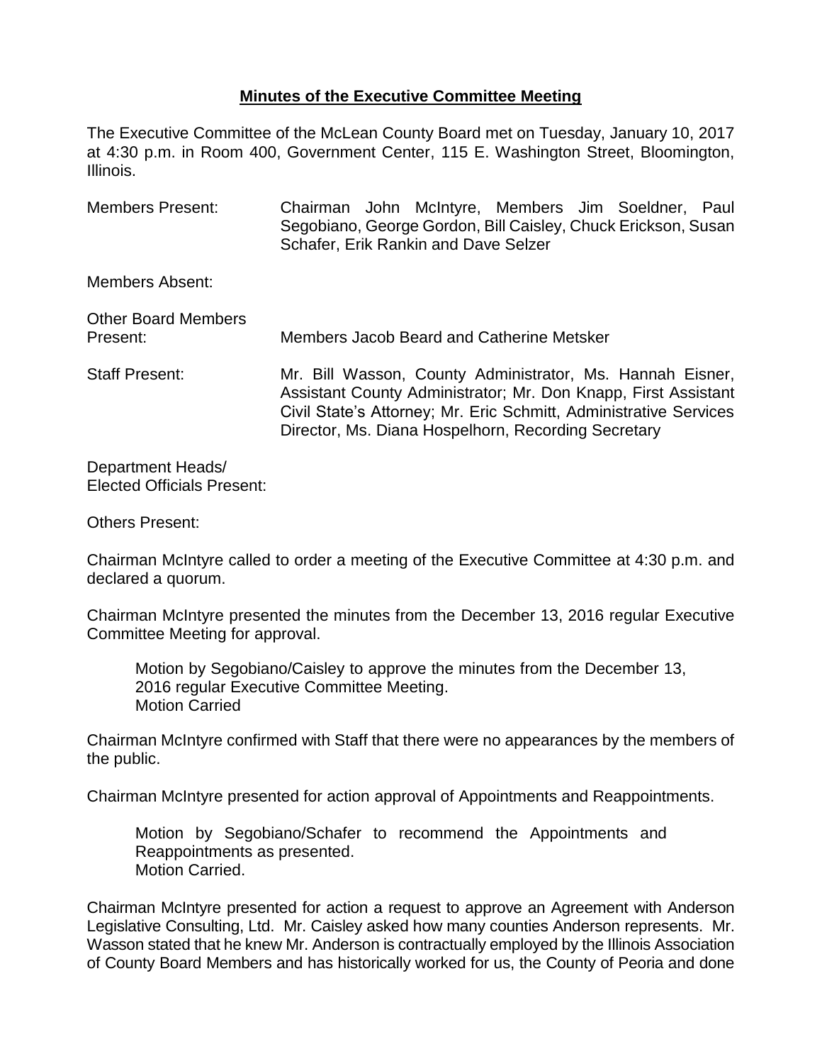# Minutes of the Executive Committee Meeting

The Executive Committee of the McLean County Board met on Tuesday, January 10, 2017 at 4:30 p.m. in Room 400, Government Center, 115 E. Washington Street, Bloomington, Illinois.

Members Present: Chairman John McIntyre, Members Jim Soeldner, Paul Segobiano, George Gordon, Bill Caisley, Chuck Erickson, Susan Schafer, Erik Rankin and Dave Selzer

Members Absent:

Other Board Members Present: Members Jacob Beard and Catherine Metsker

Staff Present: Mr. Bill Wasson, County Administrator, Ms. Hannah Eisner, Assistant County Administrator; Mr. Don Knapp, First Assistant Civil State's Attorney; Mr. Eric Schmitt, Administrative Services Director, Ms. Diana Hospelhorn, Recording Secretary

Department Heads/ Elected Officials Present:

Others Present:

Chairman McIntyre called to order a meeting of the Executive Committee at 4:30 p.m. and declared a quorum.

Chairman McIntyre presented the minutes from the December 13, 2016 regular Executive Committee Meeting for approval.

> Motion by Segobiano/Caisley to approve the minutes from the December 13, 2016 regular Executive Committee Meeting.
> Motion Carried

Chairman McIntyre confirmed with Staff that there were no appearances by the members of the public.

Chairman McIntyre presented for action approval of Appointments and Reappointments.

> Motion by Segobiano/Schafer to recommend the Appointments and Reappointments as presented.
> Motion Carried.

Chairman McIntyre presented for action a request to approve an Agreement with Anderson Legislative Consulting, Ltd. Mr. Caisley asked how many counties Anderson represents. Mr. Wasson stated that he knew Mr. Anderson is contractually employed by the Illinois Association of County Board Members and has historically worked for us, the County of Peoria and done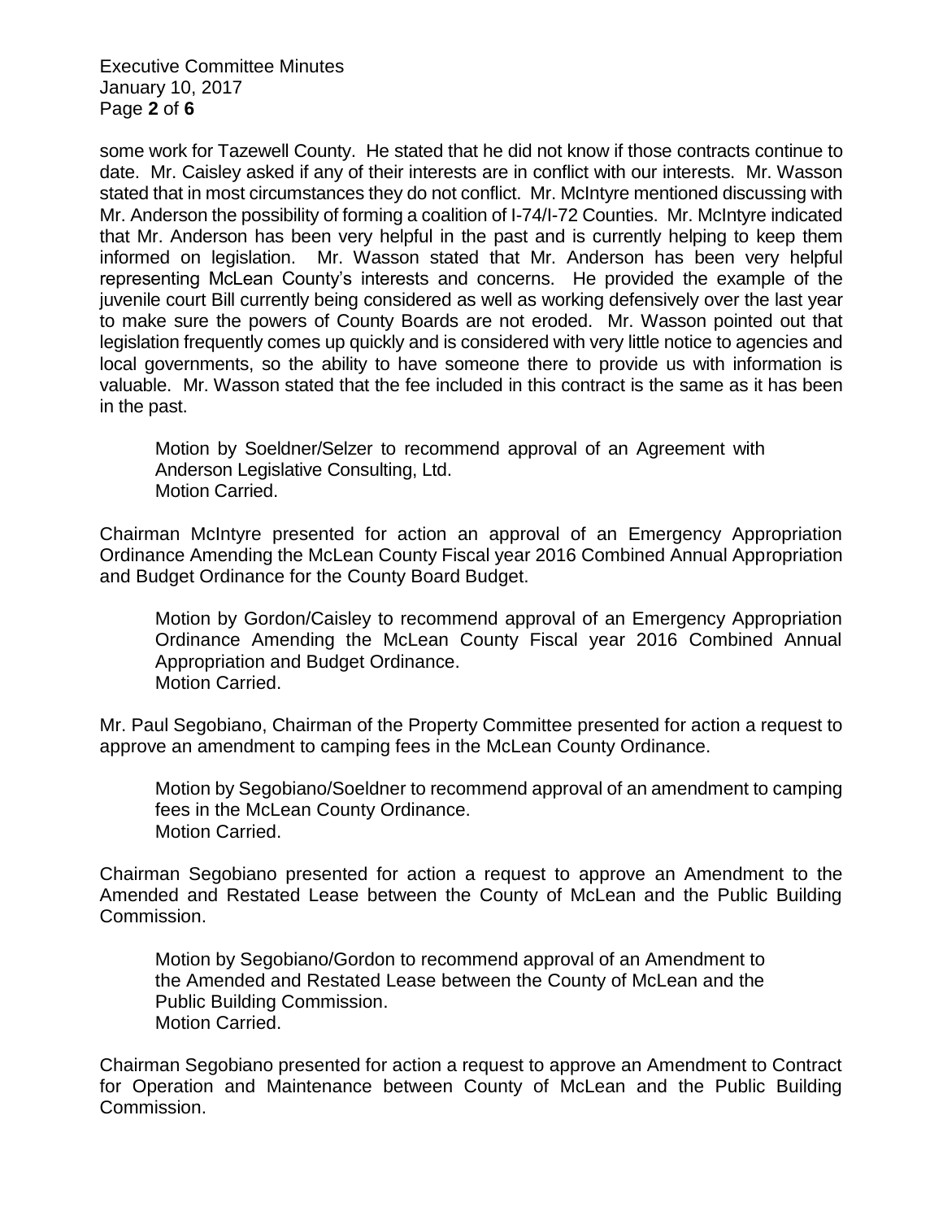some work for Tazewell County. He stated that he did not know if those contracts continue to date. Mr. Caisley asked if any of their interests are in conflict with our interests. Mr. Wasson stated that in most circumstances they do not conflict. Mr. McIntyre mentioned discussing with Mr. Anderson the possibility of forming a coalition of I-74/I-72 Counties. Mr. McIntyre indicated that Mr. Anderson has been very helpful in the past and is currently helping to keep them informed on legislation. Mr. Wasson stated that Mr. Anderson has been very helpful representing McLean County's interests and concerns. He provided the example of the juvenile court Bill currently being considered as well as working defensively over the last year to make sure the powers of County Boards are not eroded. Mr. Wasson pointed out that legislation frequently comes up quickly and is considered with very little notice to agencies and local governments, so the ability to have someone there to provide us with information is valuable. Mr. Wasson stated that the fee included in this contract is the same as it has been in the past.

> Motion by Soeldner/Selzer to recommend approval of an Agreement with Anderson Legislative Consulting, Ltd.
> Motion Carried.

Chairman McIntyre presented for action an approval of an Emergency Appropriation Ordinance Amending the McLean County Fiscal year 2016 Combined Annual Appropriation and Budget Ordinance for the County Board Budget.

> Motion by Gordon/Caisley to recommend approval of an Emergency Appropriation Ordinance Amending the McLean County Fiscal year 2016 Combined Annual Appropriation and Budget Ordinance.
> Motion Carried.

Mr. Paul Segobiano, Chairman of the Property Committee presented for action a request to approve an amendment to camping fees in the McLean County Ordinance.

> Motion by Segobiano/Soeldner to recommend approval of an amendment to camping fees in the McLean County Ordinance.
> Motion Carried.

Chairman Segobiano presented for action a request to approve an Amendment to the Amended and Restated Lease between the County of McLean and the Public Building Commission.

> Motion by Segobiano/Gordon to recommend approval of an Amendment to the Amended and Restated Lease between the County of McLean and the Public Building Commission.
> Motion Carried.

Chairman Segobiano presented for action a request to approve an Amendment to Contract for Operation and Maintenance between County of McLean and the Public Building Commission.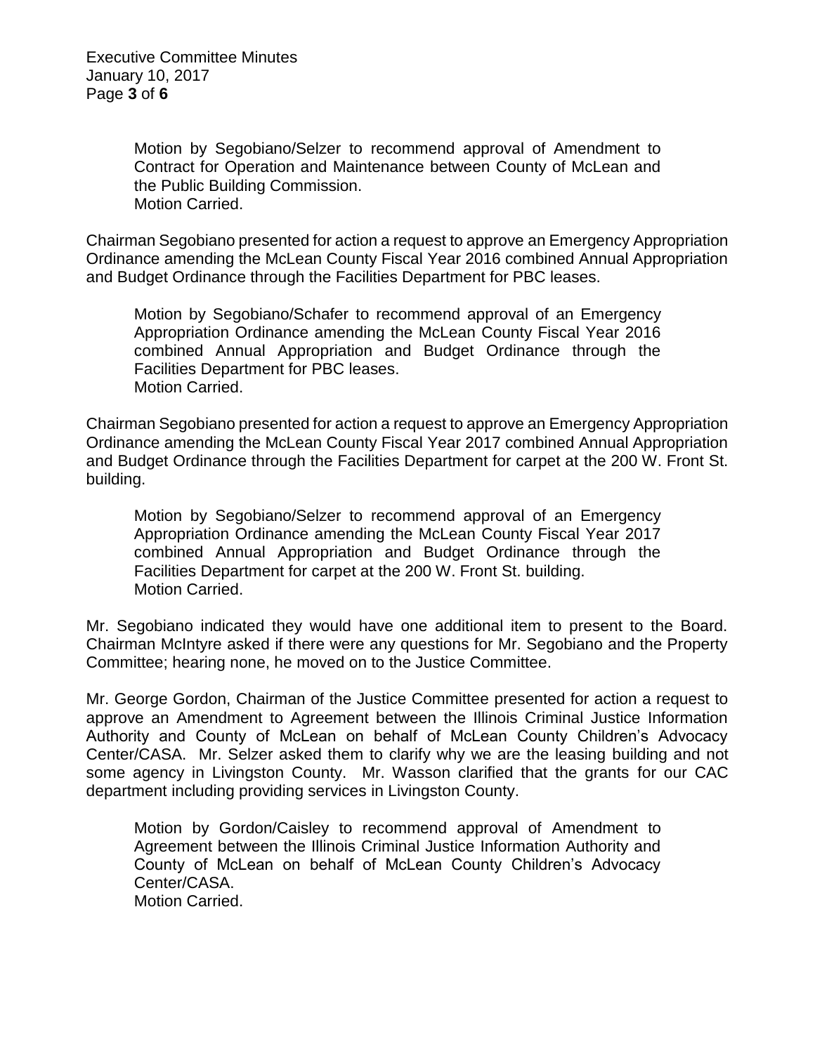Motion by Segobiano/Selzer to recommend approval of Amendment to Contract for Operation and Maintenance between County of McLean and the Public Building Commission.
Motion Carried.

Chairman Segobiano presented for action a request to approve an Emergency Appropriation Ordinance amending the McLean County Fiscal Year 2016 combined Annual Appropriation and Budget Ordinance through the Facilities Department for PBC leases.

Motion by Segobiano/Schafer to recommend approval of an Emergency Appropriation Ordinance amending the McLean County Fiscal Year 2016 combined Annual Appropriation and Budget Ordinance through the Facilities Department for PBC leases.
Motion Carried.

Chairman Segobiano presented for action a request to approve an Emergency Appropriation Ordinance amending the McLean County Fiscal Year 2017 combined Annual Appropriation and Budget Ordinance through the Facilities Department for carpet at the 200 W. Front St. building.

Motion by Segobiano/Selzer to recommend approval of an Emergency Appropriation Ordinance amending the McLean County Fiscal Year 2017 combined Annual Appropriation and Budget Ordinance through the Facilities Department for carpet at the 200 W. Front St. building.
Motion Carried.

Mr. Segobiano indicated they would have one additional item to present to the Board. Chairman McIntyre asked if there were any questions for Mr. Segobiano and the Property Committee; hearing none, he moved on to the Justice Committee.

Mr. George Gordon, Chairman of the Justice Committee presented for action a request to approve an Amendment to Agreement between the Illinois Criminal Justice Information Authority and County of McLean on behalf of McLean County Children's Advocacy Center/CASA. Mr. Selzer asked them to clarify why we are the leasing building and not some agency in Livingston County. Mr. Wasson clarified that the grants for our CAC department including providing services in Livingston County.

Motion by Gordon/Caisley to recommend approval of Amendment to Agreement between the Illinois Criminal Justice Information Authority and County of McLean on behalf of McLean County Children's Advocacy Center/CASA.
Motion Carried.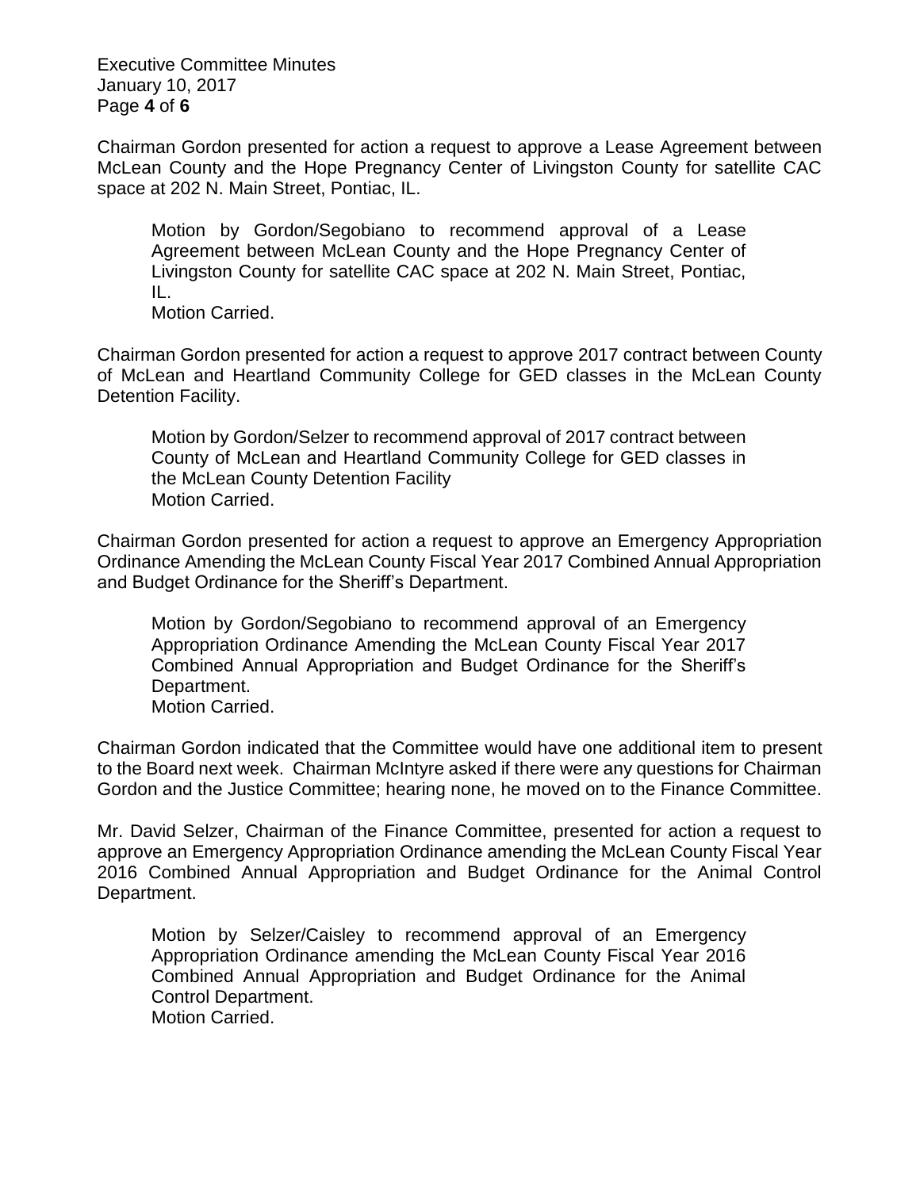Chairman Gordon presented for action a request to approve a Lease Agreement between McLean County and the Hope Pregnancy Center of Livingston County for satellite CAC space at 202 N. Main Street, Pontiac, IL.

> Motion by Gordon/Segobiano to recommend approval of a Lease Agreement between McLean County and the Hope Pregnancy Center of Livingston County for satellite CAC space at 202 N. Main Street, Pontiac, IL.
> Motion Carried.

Chairman Gordon presented for action a request to approve 2017 contract between County of McLean and Heartland Community College for GED classes in the McLean County Detention Facility.

> Motion by Gordon/Selzer to recommend approval of 2017 contract between County of McLean and Heartland Community College for GED classes in the McLean County Detention Facility
> Motion Carried.

Chairman Gordon presented for action a request to approve an Emergency Appropriation Ordinance Amending the McLean County Fiscal Year 2017 Combined Annual Appropriation and Budget Ordinance for the Sheriff's Department.

> Motion by Gordon/Segobiano to recommend approval of an Emergency Appropriation Ordinance Amending the McLean County Fiscal Year 2017 Combined Annual Appropriation and Budget Ordinance for the Sheriff's Department.
> Motion Carried.

Chairman Gordon indicated that the Committee would have one additional item to present to the Board next week. Chairman McIntyre asked if there were any questions for Chairman Gordon and the Justice Committee; hearing none, he moved on to the Finance Committee.

Mr. David Selzer, Chairman of the Finance Committee, presented for action a request to approve an Emergency Appropriation Ordinance amending the McLean County Fiscal Year 2016 Combined Annual Appropriation and Budget Ordinance for the Animal Control Department.

> Motion by Selzer/Caisley to recommend approval of an Emergency Appropriation Ordinance amending the McLean County Fiscal Year 2016 Combined Annual Appropriation and Budget Ordinance for the Animal Control Department.
> Motion Carried.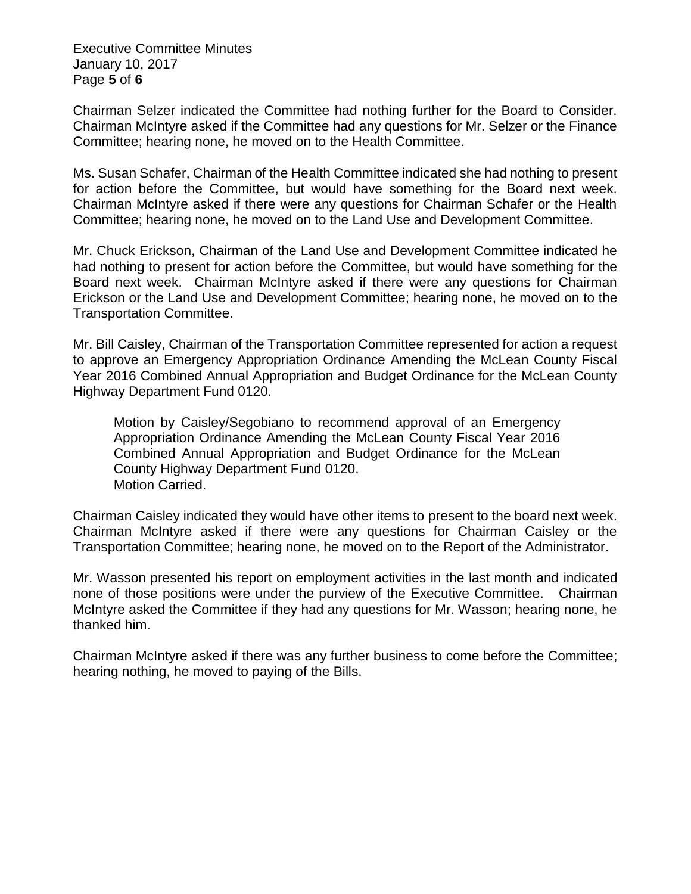Chairman Selzer indicated the Committee had nothing further for the Board to Consider. Chairman McIntyre asked if the Committee had any questions for Mr. Selzer or the Finance Committee; hearing none, he moved on to the Health Committee.

Ms. Susan Schafer, Chairman of the Health Committee indicated she had nothing to present for action before the Committee, but would have something for the Board next week. Chairman McIntyre asked if there were any questions for Chairman Schafer or the Health Committee; hearing none, he moved on to the Land Use and Development Committee.

Mr. Chuck Erickson, Chairman of the Land Use and Development Committee indicated he had nothing to present for action before the Committee, but would have something for the Board next week. Chairman McIntyre asked if there were any questions for Chairman Erickson or the Land Use and Development Committee; hearing none, he moved on to the Transportation Committee.

Mr. Bill Caisley, Chairman of the Transportation Committee represented for action a request to approve an Emergency Appropriation Ordinance Amending the McLean County Fiscal Year 2016 Combined Annual Appropriation and Budget Ordinance for the McLean County Highway Department Fund 0120.

> Motion by Caisley/Segobiano to recommend approval of an Emergency Appropriation Ordinance Amending the McLean County Fiscal Year 2016 Combined Annual Appropriation and Budget Ordinance for the McLean County Highway Department Fund 0120.
> Motion Carried.

Chairman Caisley indicated they would have other items to present to the board next week. Chairman McIntyre asked if there were any questions for Chairman Caisley or the Transportation Committee; hearing none, he moved on to the Report of the Administrator.

Mr. Wasson presented his report on employment activities in the last month and indicated none of those positions were under the purview of the Executive Committee. Chairman McIntyre asked the Committee if they had any questions for Mr. Wasson; hearing none, he thanked him.

Chairman McIntyre asked if there was any further business to come before the Committee; hearing nothing, he moved to paying of the Bills.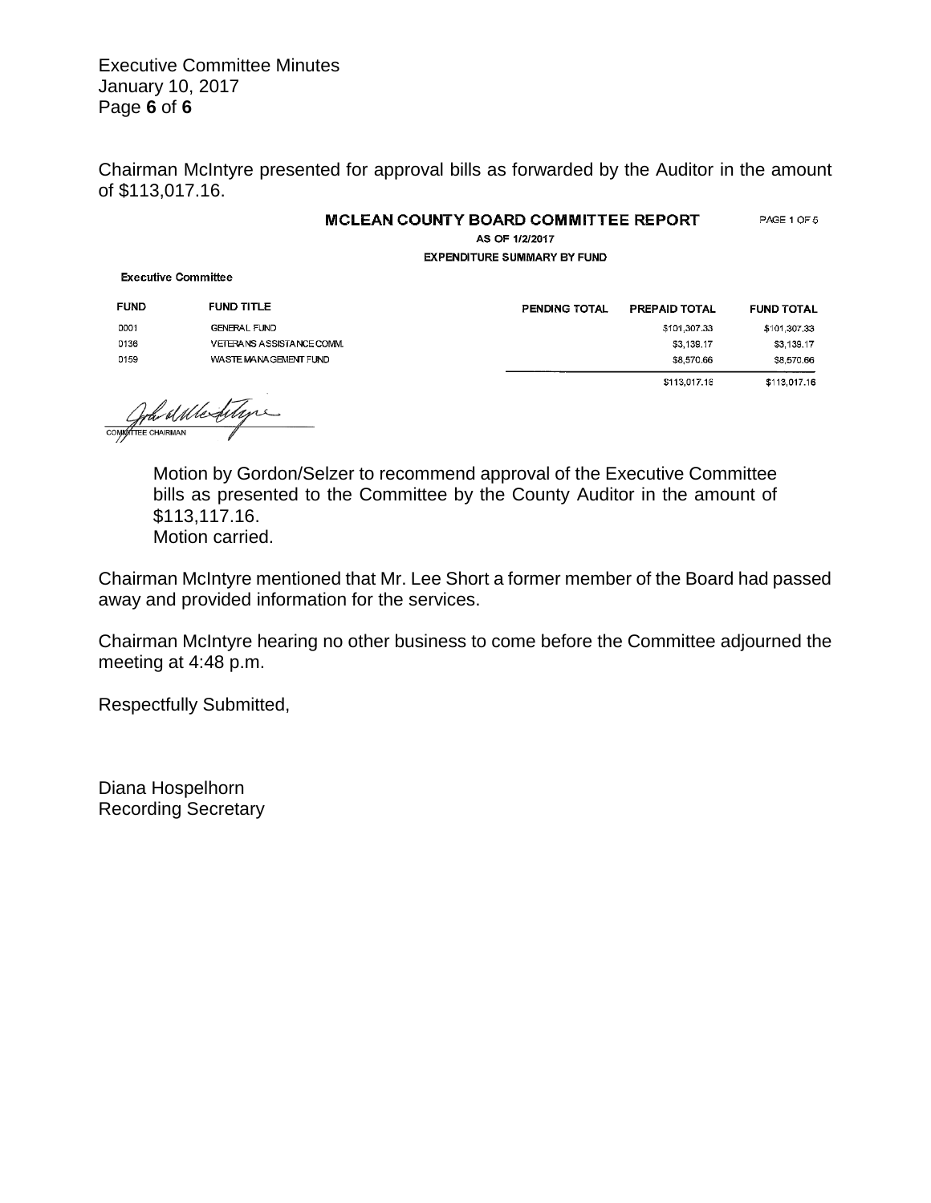Chairman McIntyre presented for approval bills as forwarded by the Auditor in the amount of $113,017.16.

**MCLEAN COUNTY BOARD COMMITTEE REPORT** PAGE 1 OF 5

**AS OF 1/2/2017**

**EXPENDITURE SUMMARY BY FUND**

**Executive Committee**

| FUND | FUND TITLE | PENDING TOTAL | PREPAID TOTAL | FUND TOTAL |
|---|---|---|---|---|
| 0001 | GENERAL FUND | | $101,307.33 | $101,307.33 |
| 0136 | VETERANS ASSISTANCE COMM. | | $3,139.17 | $3,139.17 |
| 0159 | WASTE MANAGEMENT FUND | | $8,570.66 | $8,570.66 |
| | | | $113,017.16 | $113,017.16 |

COMMITTEE CHAIRMAN

Motion by Gordon/Selzer to recommend approval of the Executive Committee bills as presented to the Committee by the County Auditor in the amount of $113,117.16.
Motion carried.

Chairman McIntyre mentioned that Mr. Lee Short a former member of the Board had passed away and provided information for the services.

Chairman McIntyre hearing no other business to come before the Committee adjourned the meeting at 4:48 p.m.

Respectfully Submitted,

Diana Hospelhorn
Recording Secretary